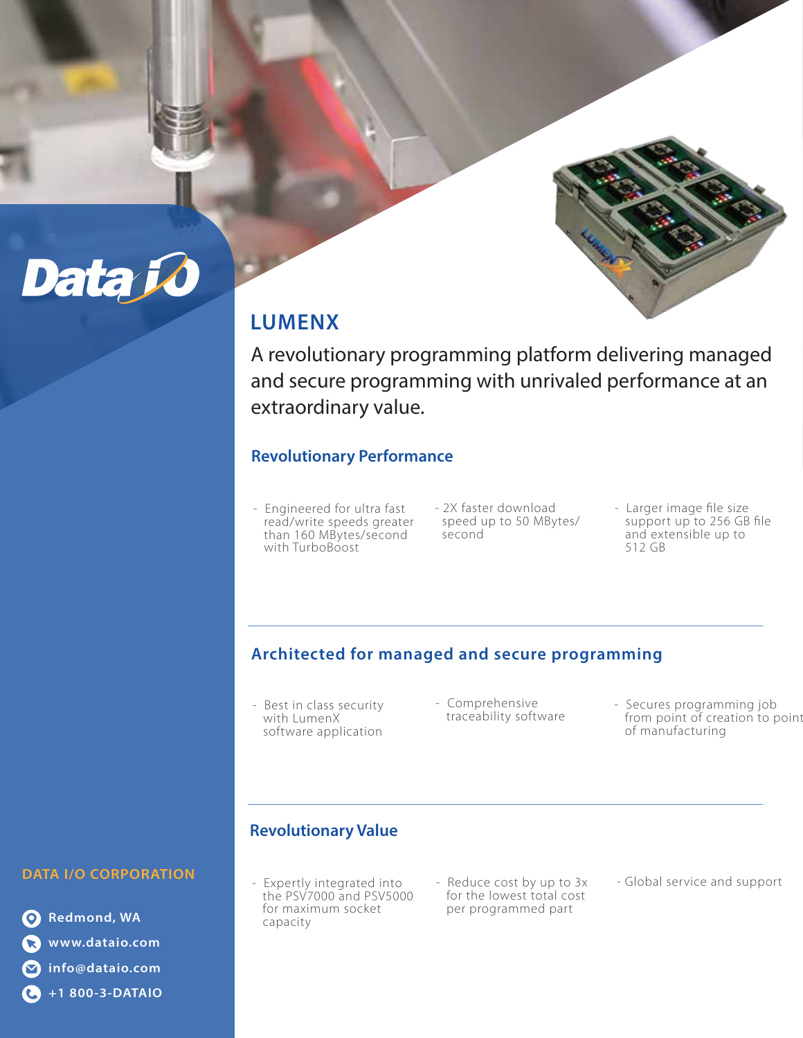Data I/O

# LUMENX

A revolutionary programming platform delivering managed and secure programming with unrivaled performance at an extraordinary value.

## Revolutionary Performance

- Engineered for ultra fast read/write speeds greater than 160 MBytes/second with TurboBoost
- 2X faster download speed up to 50 MBytes/second
- Larger image file size support up to 256 GB file and extensible up to 512 GB

## Architected for managed and secure programming

- Best in class security with LumenX software application
- Comprehensive traceability software
- Secures programming job from point of creation to point of manufacturing

## Revolutionary Value

- Expertly integrated into the PSV7000 and PSV5000 for maximum socket capacity
- Reduce cost by up to 3x for the lowest total cost per programmed part
- Global service and support

**DATA I/O CORPORATION**

Redmond, WA

www.dataio.com

info@dataio.com

+1 800-3-DATAIO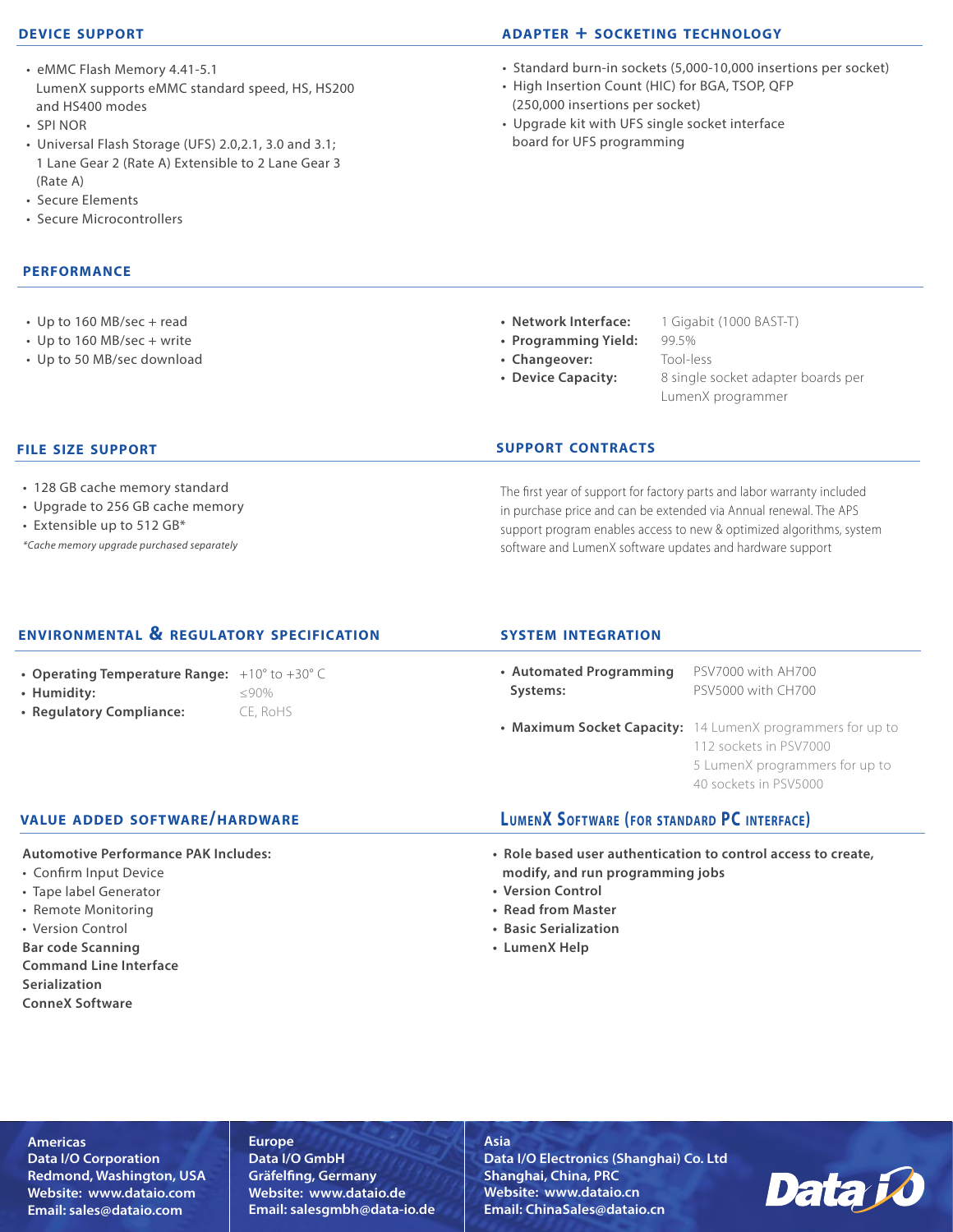## DEVICE SUPPORT

- eMMC Flash Memory 4.41-5.1
  LumenX supports eMMC standard speed, HS, HS200 and HS400 modes
- SPI NOR
- Universal Flash Storage (UFS) 2.0,2.1, 3.0 and 3.1;
  1 Lane Gear 2 (Rate A) Extensible to 2 Lane Gear 3 (Rate A)
- Secure Elements
- Secure Microcontrollers

## ADAPTER + SOCKETING TECHNOLOGY

- Standard burn-in sockets (5,000-10,000 insertions per socket)
- High Insertion Count (HIC) for BGA, TSOP, QFP (250,000 insertions per socket)
- Upgrade kit with UFS single socket interface board for UFS programming

## PERFORMANCE

- Up to 160 MB/sec + read
- Up to 160 MB/sec + write
- Up to 50 MB/sec download

- **Network Interface:** 1 Gigabit (1000 BAST-T)
- **Programming Yield:** 99.5%
- **Changeover:** Tool-less
- **Device Capacity:** 8 single socket adapter boards per LumenX programmer

## FILE SIZE SUPPORT

- 128 GB cache memory standard
- Upgrade to 256 GB cache memory
- Extensible up to 512 GB*

*Cache memory upgrade purchased separately*

## SUPPORT CONTRACTS

The first year of support for factory parts and labor warranty included in purchase price and can be extended via Annual renewal. The APS support program enables access to new & optimized algorithms, system software and LumenX software updates and hardware support

## ENVIRONMENTAL & REGULATORY SPECIFICATION

- **Operating Temperature Range:** +10° to +30° C
- **Humidity:** ≤90%
- **Regulatory Compliance:** CE, RoHS

## SYSTEM INTEGRATION

- **Automated Programming Systems:** PSV7000 with AH700; PSV5000 with CH700
- **Maximum Socket Capacity:** 14 LumenX programmers for up to 112 sockets in PSV7000; 5 LumenX programmers for up to 40 sockets in PSV5000

## VALUE ADDED SOFTWARE/HARDWARE

**Automotive Performance PAK Includes:**

- Confirm Input Device
- Tape label Generator
- Remote Monitoring
- Version Control

**Bar code Scanning**

**Command Line Interface**

**Serialization**

**ConneX Software**

## LumenX Software (for standard PC interface)

- **Role based user authentication to control access to create, modify, and run programming jobs**
- **Version Control**
- **Read from Master**
- **Basic Serialization**
- **LumenX Help**

---

**Americas**
**Data I/O Corporation**
**Redmond, Washington, USA**
**Website: www.dataio.com**
**Email: sales@dataio.com**

**Europe**
**Data I/O GmbH**
**Gräfelfing, Germany**
**Website: www.dataio.de**
**Email: salesgmbh@data-io.de**

**Asia**
**Data I/O Electronics (Shanghai) Co. Ltd**
**Shanghai, China, PRC**
**Website: www.dataio.cn**
**Email: ChinaSales@dataio.cn**

Data I/O